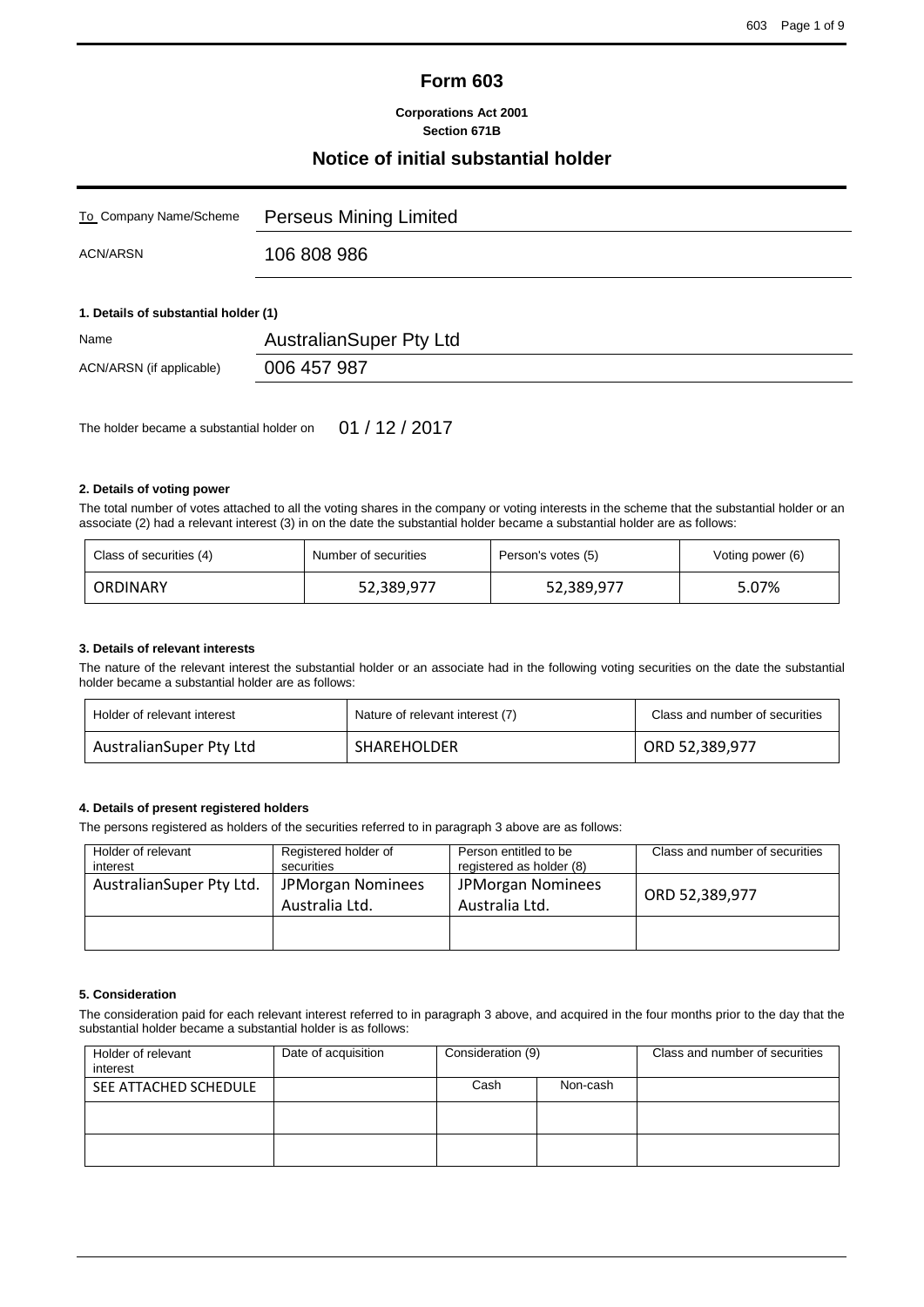# Form 603

**Corporations Act 2001**
**Section 671B**

## Notice of initial substantial holder

| | |
|---|---|
| To Company Name/Scheme | Perseus Mining Limited |
| ACN/ARSN | 106 808 986 |

**1. Details of substantial holder (1)**

| | |
|---|---|
| Name | AustralianSuper Pty Ltd |
| ACN/ARSN (if applicable) | 006 457 987 |

The holder became a substantial holder on 01 / 12 / 2017

**2. Details of voting power**

The total number of votes attached to all the voting shares in the company or voting interests in the scheme that the substantial holder or an associate (2) had a relevant interest (3) in on the date the substantial holder became a substantial holder are as follows:

| Class of securities (4) | Number of securities | Person's votes (5) | Voting power (6) |
|---|---|---|---|
| ORDINARY | 52,389,977 | 52,389,977 | 5.07% |

**3. Details of relevant interests**

The nature of the relevant interest the substantial holder or an associate had in the following voting securities on the date the substantial holder became a substantial holder are as follows:

| Holder of relevant interest | Nature of relevant interest (7) | Class and number of securities |
|---|---|---|
| AustralianSuper Pty Ltd | SHAREHOLDER | ORD 52,389,977 |

**4. Details of present registered holders**

The persons registered as holders of the securities referred to in paragraph 3 above are as follows:

| Holder of relevant interest | Registered holder of securities | Person entitled to be registered as holder (8) | Class and number of securities |
|---|---|---|---|
| AustralianSuper Pty Ltd. | JPMorgan Nominees Australia Ltd. | JPMorgan Nominees Australia Ltd. | ORD 52,389,977 |
| | | | |

**5. Consideration**

The consideration paid for each relevant interest referred to in paragraph 3 above, and acquired in the four months prior to the day that the substantial holder became a substantial holder is as follows:

| Holder of relevant interest | Date of acquisition | Consideration (9) | | Class and number of securities |
|---|---|---|---|---|
| | | Cash | Non-cash | |
| SEE ATTACHED SCHEDULE | | | | |
| | | | | |
| | | | | |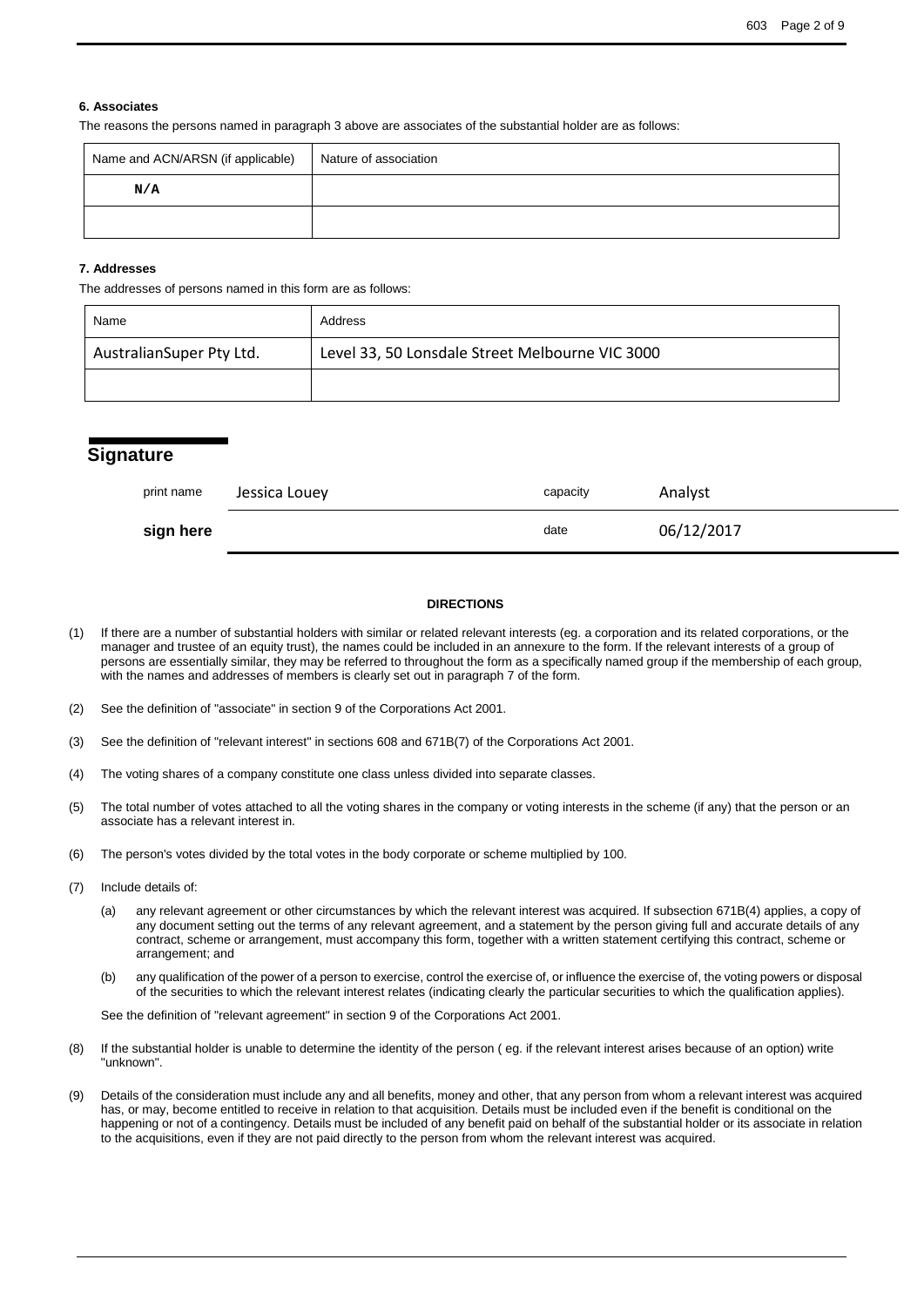#### 6. Associates

The reasons the persons named in paragraph 3 above are associates of the substantial holder are as follows:

| Name and ACN/ARSN (if applicable) | Nature of association |
|---|---|
| N/A | |
| | |

#### 7. Addresses

The addresses of persons named in this form are as follows:

| Name | Address |
|---|---|
| AustralianSuper Pty Ltd. | Level 33, 50 Lonsdale Street Melbourne VIC 3000 |
| | |

## Signature

| print name | Jessica Louey | capacity | Analyst |
|---|---|---|---|
| **sign here** | | date | 06/12/2017 |

**DIRECTIONS**

(1) If there are a number of substantial holders with similar or related relevant interests (eg. a corporation and its related corporations, or the manager and trustee of an equity trust), the names could be included in an annexure to the form. If the relevant interests of a group of persons are essentially similar, they may be referred to throughout the form as a specifically named group if the membership of each group, with the names and addresses of members is clearly set out in paragraph 7 of the form.

(2) See the definition of "associate" in section 9 of the Corporations Act 2001.

(3) See the definition of "relevant interest" in sections 608 and 671B(7) of the Corporations Act 2001.

(4) The voting shares of a company constitute one class unless divided into separate classes.

(5) The total number of votes attached to all the voting shares in the company or voting interests in the scheme (if any) that the person or an associate has a relevant interest in.

(6) The person's votes divided by the total votes in the body corporate or scheme multiplied by 100.

(7) Include details of:

(a) any relevant agreement or other circumstances by which the relevant interest was acquired. If subsection 671B(4) applies, a copy of any document setting out the terms of any relevant agreement, and a statement by the person giving full and accurate details of any contract, scheme or arrangement, must accompany this form, together with a written statement certifying this contract, scheme or arrangement; and

(b) any qualification of the power of a person to exercise, control the exercise of, or influence the exercise of, the voting powers or disposal of the securities to which the relevant interest relates (indicating clearly the particular securities to which the qualification applies).

See the definition of "relevant agreement" in section 9 of the Corporations Act 2001.

(8) If the substantial holder is unable to determine the identity of the person ( eg. if the relevant interest arises because of an option) write "unknown".

(9) Details of the consideration must include any and all benefits, money and other, that any person from whom a relevant interest was acquired has, or may, become entitled to receive in relation to that acquisition. Details must be included even if the benefit is conditional on the happening or not of a contingency. Details must be included of any benefit paid on behalf of the substantial holder or its associate in relation to the acquisitions, even if they are not paid directly to the person from whom the relevant interest was acquired.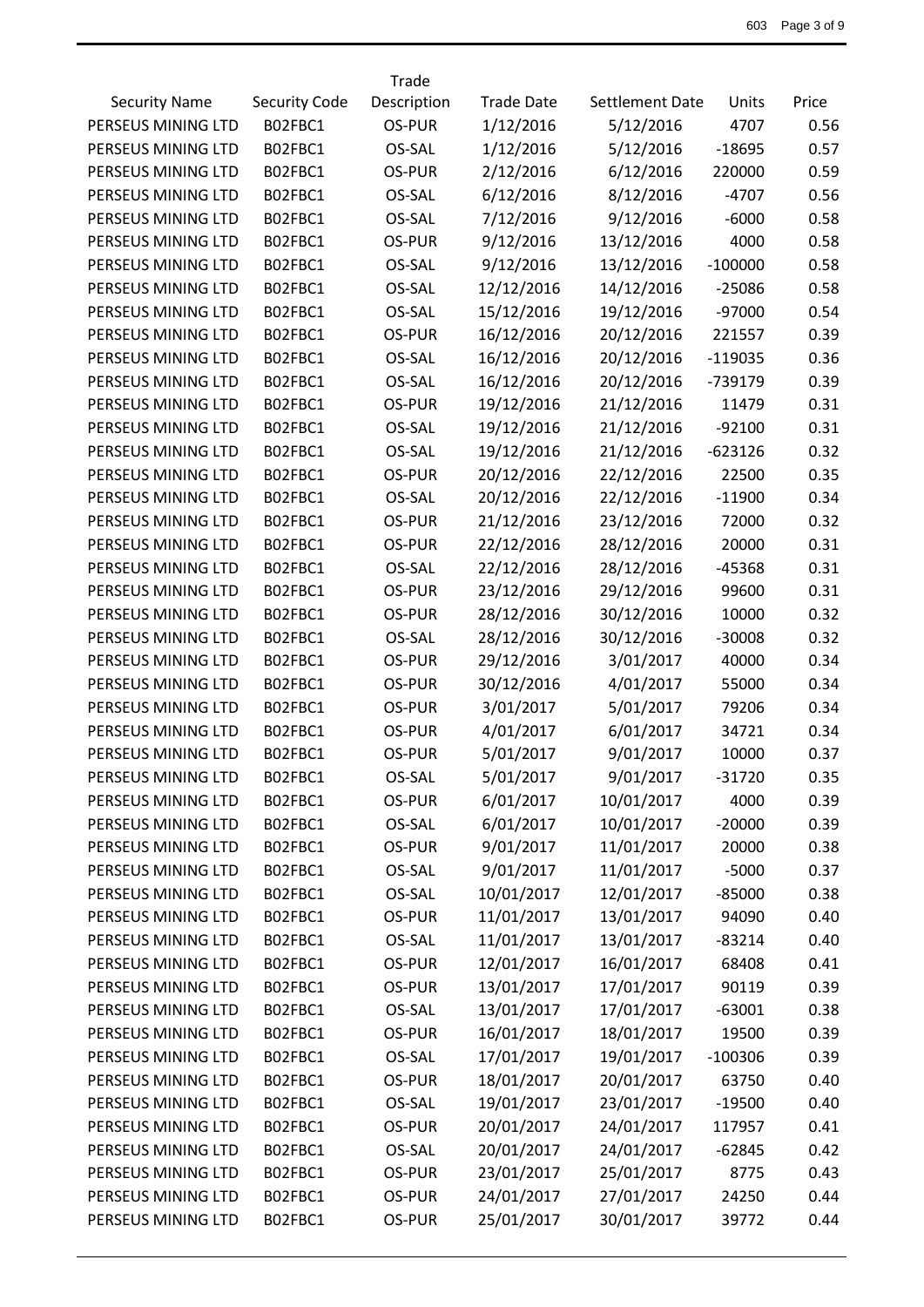| Security Name | Security Code | Trade Description | Trade Date | Settlement Date | Units | Price |
|---|---|---|---|---|---|---|
| PERSEUS MINING LTD | B02FBC1 | OS-PUR | 1/12/2016 | 5/12/2016 | 4707 | 0.56 |
| PERSEUS MINING LTD | B02FBC1 | OS-SAL | 1/12/2016 | 5/12/2016 | -18695 | 0.57 |
| PERSEUS MINING LTD | B02FBC1 | OS-PUR | 2/12/2016 | 6/12/2016 | 220000 | 0.59 |
| PERSEUS MINING LTD | B02FBC1 | OS-SAL | 6/12/2016 | 8/12/2016 | -4707 | 0.56 |
| PERSEUS MINING LTD | B02FBC1 | OS-SAL | 7/12/2016 | 9/12/2016 | -6000 | 0.58 |
| PERSEUS MINING LTD | B02FBC1 | OS-PUR | 9/12/2016 | 13/12/2016 | 4000 | 0.58 |
| PERSEUS MINING LTD | B02FBC1 | OS-SAL | 9/12/2016 | 13/12/2016 | -100000 | 0.58 |
| PERSEUS MINING LTD | B02FBC1 | OS-SAL | 12/12/2016 | 14/12/2016 | -25086 | 0.58 |
| PERSEUS MINING LTD | B02FBC1 | OS-SAL | 15/12/2016 | 19/12/2016 | -97000 | 0.54 |
| PERSEUS MINING LTD | B02FBC1 | OS-PUR | 16/12/2016 | 20/12/2016 | 221557 | 0.39 |
| PERSEUS MINING LTD | B02FBC1 | OS-SAL | 16/12/2016 | 20/12/2016 | -119035 | 0.36 |
| PERSEUS MINING LTD | B02FBC1 | OS-SAL | 16/12/2016 | 20/12/2016 | -739179 | 0.39 |
| PERSEUS MINING LTD | B02FBC1 | OS-PUR | 19/12/2016 | 21/12/2016 | 11479 | 0.31 |
| PERSEUS MINING LTD | B02FBC1 | OS-SAL | 19/12/2016 | 21/12/2016 | -92100 | 0.31 |
| PERSEUS MINING LTD | B02FBC1 | OS-SAL | 19/12/2016 | 21/12/2016 | -623126 | 0.32 |
| PERSEUS MINING LTD | B02FBC1 | OS-PUR | 20/12/2016 | 22/12/2016 | 22500 | 0.35 |
| PERSEUS MINING LTD | B02FBC1 | OS-SAL | 20/12/2016 | 22/12/2016 | -11900 | 0.34 |
| PERSEUS MINING LTD | B02FBC1 | OS-PUR | 21/12/2016 | 23/12/2016 | 72000 | 0.32 |
| PERSEUS MINING LTD | B02FBC1 | OS-PUR | 22/12/2016 | 28/12/2016 | 20000 | 0.31 |
| PERSEUS MINING LTD | B02FBC1 | OS-SAL | 22/12/2016 | 28/12/2016 | -45368 | 0.31 |
| PERSEUS MINING LTD | B02FBC1 | OS-PUR | 23/12/2016 | 29/12/2016 | 99600 | 0.31 |
| PERSEUS MINING LTD | B02FBC1 | OS-PUR | 28/12/2016 | 30/12/2016 | 10000 | 0.32 |
| PERSEUS MINING LTD | B02FBC1 | OS-SAL | 28/12/2016 | 30/12/2016 | -30008 | 0.32 |
| PERSEUS MINING LTD | B02FBC1 | OS-PUR | 29/12/2016 | 3/01/2017 | 40000 | 0.34 |
| PERSEUS MINING LTD | B02FBC1 | OS-PUR | 30/12/2016 | 4/01/2017 | 55000 | 0.34 |
| PERSEUS MINING LTD | B02FBC1 | OS-PUR | 3/01/2017 | 5/01/2017 | 79206 | 0.34 |
| PERSEUS MINING LTD | B02FBC1 | OS-PUR | 4/01/2017 | 6/01/2017 | 34721 | 0.34 |
| PERSEUS MINING LTD | B02FBC1 | OS-PUR | 5/01/2017 | 9/01/2017 | 10000 | 0.37 |
| PERSEUS MINING LTD | B02FBC1 | OS-SAL | 5/01/2017 | 9/01/2017 | -31720 | 0.35 |
| PERSEUS MINING LTD | B02FBC1 | OS-PUR | 6/01/2017 | 10/01/2017 | 4000 | 0.39 |
| PERSEUS MINING LTD | B02FBC1 | OS-SAL | 6/01/2017 | 10/01/2017 | -20000 | 0.39 |
| PERSEUS MINING LTD | B02FBC1 | OS-PUR | 9/01/2017 | 11/01/2017 | 20000 | 0.38 |
| PERSEUS MINING LTD | B02FBC1 | OS-SAL | 9/01/2017 | 11/01/2017 | -5000 | 0.37 |
| PERSEUS MINING LTD | B02FBC1 | OS-SAL | 10/01/2017 | 12/01/2017 | -85000 | 0.38 |
| PERSEUS MINING LTD | B02FBC1 | OS-PUR | 11/01/2017 | 13/01/2017 | 94090 | 0.40 |
| PERSEUS MINING LTD | B02FBC1 | OS-SAL | 11/01/2017 | 13/01/2017 | -83214 | 0.40 |
| PERSEUS MINING LTD | B02FBC1 | OS-PUR | 12/01/2017 | 16/01/2017 | 68408 | 0.41 |
| PERSEUS MINING LTD | B02FBC1 | OS-PUR | 13/01/2017 | 17/01/2017 | 90119 | 0.39 |
| PERSEUS MINING LTD | B02FBC1 | OS-SAL | 13/01/2017 | 17/01/2017 | -63001 | 0.38 |
| PERSEUS MINING LTD | B02FBC1 | OS-PUR | 16/01/2017 | 18/01/2017 | 19500 | 0.39 |
| PERSEUS MINING LTD | B02FBC1 | OS-SAL | 17/01/2017 | 19/01/2017 | -100306 | 0.39 |
| PERSEUS MINING LTD | B02FBC1 | OS-PUR | 18/01/2017 | 20/01/2017 | 63750 | 0.40 |
| PERSEUS MINING LTD | B02FBC1 | OS-SAL | 19/01/2017 | 23/01/2017 | -19500 | 0.40 |
| PERSEUS MINING LTD | B02FBC1 | OS-PUR | 20/01/2017 | 24/01/2017 | 117957 | 0.41 |
| PERSEUS MINING LTD | B02FBC1 | OS-SAL | 20/01/2017 | 24/01/2017 | -62845 | 0.42 |
| PERSEUS MINING LTD | B02FBC1 | OS-PUR | 23/01/2017 | 25/01/2017 | 8775 | 0.43 |
| PERSEUS MINING LTD | B02FBC1 | OS-PUR | 24/01/2017 | 27/01/2017 | 24250 | 0.44 |
| PERSEUS MINING LTD | B02FBC1 | OS-PUR | 25/01/2017 | 30/01/2017 | 39772 | 0.44 |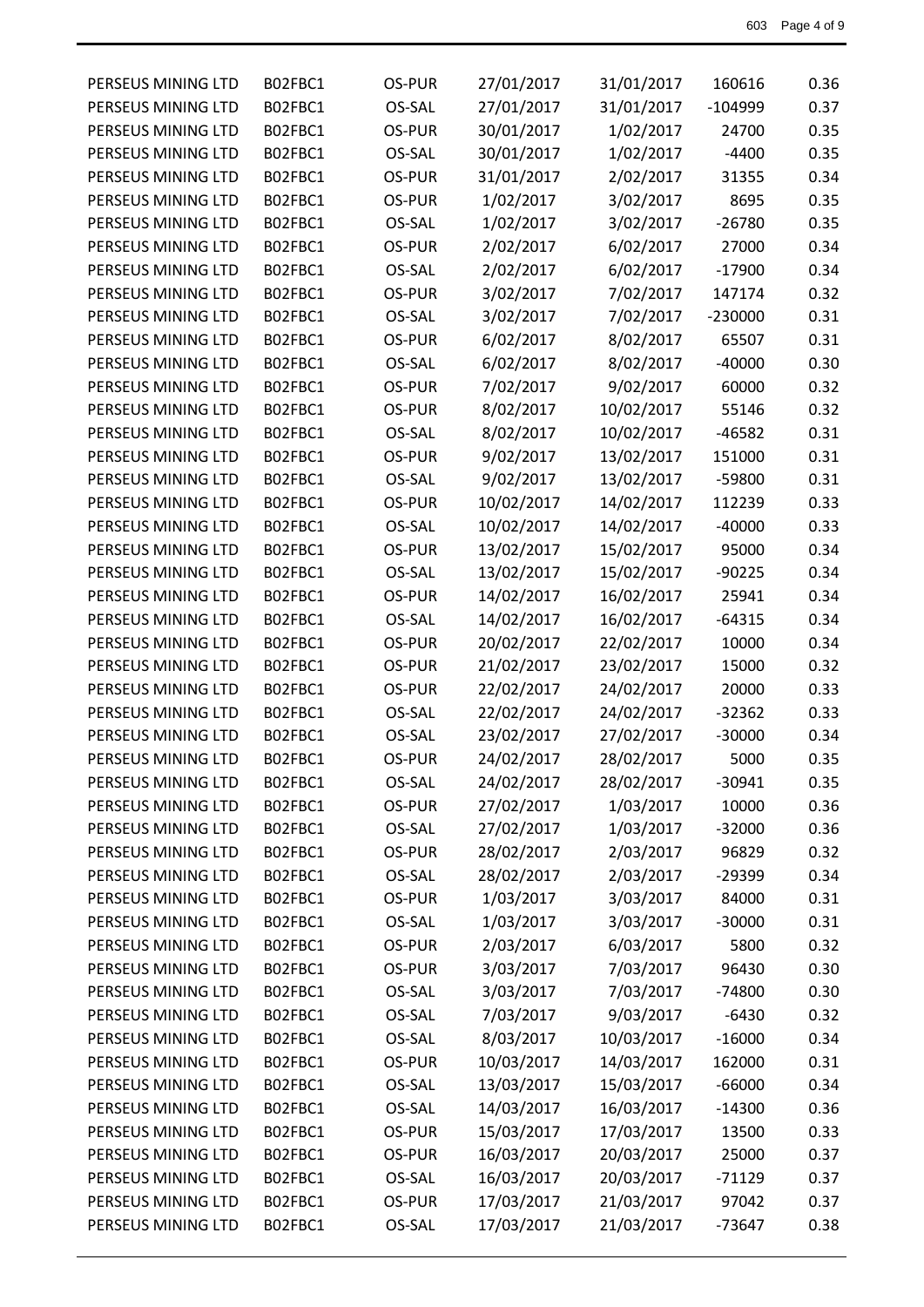| | | | | | | |
|---|---|---|---|---|---|---|
| PERSEUS MINING LTD | B02FBC1 | OS-PUR | 27/01/2017 | 31/01/2017 | 160616 | 0.36 |
| PERSEUS MINING LTD | B02FBC1 | OS-SAL | 27/01/2017 | 31/01/2017 | -104999 | 0.37 |
| PERSEUS MINING LTD | B02FBC1 | OS-PUR | 30/01/2017 | 1/02/2017 | 24700 | 0.35 |
| PERSEUS MINING LTD | B02FBC1 | OS-SAL | 30/01/2017 | 1/02/2017 | -4400 | 0.35 |
| PERSEUS MINING LTD | B02FBC1 | OS-PUR | 31/01/2017 | 2/02/2017 | 31355 | 0.34 |
| PERSEUS MINING LTD | B02FBC1 | OS-PUR | 1/02/2017 | 3/02/2017 | 8695 | 0.35 |
| PERSEUS MINING LTD | B02FBC1 | OS-SAL | 1/02/2017 | 3/02/2017 | -26780 | 0.35 |
| PERSEUS MINING LTD | B02FBC1 | OS-PUR | 2/02/2017 | 6/02/2017 | 27000 | 0.34 |
| PERSEUS MINING LTD | B02FBC1 | OS-SAL | 2/02/2017 | 6/02/2017 | -17900 | 0.34 |
| PERSEUS MINING LTD | B02FBC1 | OS-PUR | 3/02/2017 | 7/02/2017 | 147174 | 0.32 |
| PERSEUS MINING LTD | B02FBC1 | OS-SAL | 3/02/2017 | 7/02/2017 | -230000 | 0.31 |
| PERSEUS MINING LTD | B02FBC1 | OS-PUR | 6/02/2017 | 8/02/2017 | 65507 | 0.31 |
| PERSEUS MINING LTD | B02FBC1 | OS-SAL | 6/02/2017 | 8/02/2017 | -40000 | 0.30 |
| PERSEUS MINING LTD | B02FBC1 | OS-PUR | 7/02/2017 | 9/02/2017 | 60000 | 0.32 |
| PERSEUS MINING LTD | B02FBC1 | OS-PUR | 8/02/2017 | 10/02/2017 | 55146 | 0.32 |
| PERSEUS MINING LTD | B02FBC1 | OS-SAL | 8/02/2017 | 10/02/2017 | -46582 | 0.31 |
| PERSEUS MINING LTD | B02FBC1 | OS-PUR | 9/02/2017 | 13/02/2017 | 151000 | 0.31 |
| PERSEUS MINING LTD | B02FBC1 | OS-SAL | 9/02/2017 | 13/02/2017 | -59800 | 0.31 |
| PERSEUS MINING LTD | B02FBC1 | OS-PUR | 10/02/2017 | 14/02/2017 | 112239 | 0.33 |
| PERSEUS MINING LTD | B02FBC1 | OS-SAL | 10/02/2017 | 14/02/2017 | -40000 | 0.33 |
| PERSEUS MINING LTD | B02FBC1 | OS-PUR | 13/02/2017 | 15/02/2017 | 95000 | 0.34 |
| PERSEUS MINING LTD | B02FBC1 | OS-SAL | 13/02/2017 | 15/02/2017 | -90225 | 0.34 |
| PERSEUS MINING LTD | B02FBC1 | OS-PUR | 14/02/2017 | 16/02/2017 | 25941 | 0.34 |
| PERSEUS MINING LTD | B02FBC1 | OS-SAL | 14/02/2017 | 16/02/2017 | -64315 | 0.34 |
| PERSEUS MINING LTD | B02FBC1 | OS-PUR | 20/02/2017 | 22/02/2017 | 10000 | 0.34 |
| PERSEUS MINING LTD | B02FBC1 | OS-PUR | 21/02/2017 | 23/02/2017 | 15000 | 0.32 |
| PERSEUS MINING LTD | B02FBC1 | OS-PUR | 22/02/2017 | 24/02/2017 | 20000 | 0.33 |
| PERSEUS MINING LTD | B02FBC1 | OS-SAL | 22/02/2017 | 24/02/2017 | -32362 | 0.33 |
| PERSEUS MINING LTD | B02FBC1 | OS-SAL | 23/02/2017 | 27/02/2017 | -30000 | 0.34 |
| PERSEUS MINING LTD | B02FBC1 | OS-PUR | 24/02/2017 | 28/02/2017 | 5000 | 0.35 |
| PERSEUS MINING LTD | B02FBC1 | OS-SAL | 24/02/2017 | 28/02/2017 | -30941 | 0.35 |
| PERSEUS MINING LTD | B02FBC1 | OS-PUR | 27/02/2017 | 1/03/2017 | 10000 | 0.36 |
| PERSEUS MINING LTD | B02FBC1 | OS-SAL | 27/02/2017 | 1/03/2017 | -32000 | 0.36 |
| PERSEUS MINING LTD | B02FBC1 | OS-PUR | 28/02/2017 | 2/03/2017 | 96829 | 0.32 |
| PERSEUS MINING LTD | B02FBC1 | OS-SAL | 28/02/2017 | 2/03/2017 | -29399 | 0.34 |
| PERSEUS MINING LTD | B02FBC1 | OS-PUR | 1/03/2017 | 3/03/2017 | 84000 | 0.31 |
| PERSEUS MINING LTD | B02FBC1 | OS-SAL | 1/03/2017 | 3/03/2017 | -30000 | 0.31 |
| PERSEUS MINING LTD | B02FBC1 | OS-PUR | 2/03/2017 | 6/03/2017 | 5800 | 0.32 |
| PERSEUS MINING LTD | B02FBC1 | OS-PUR | 3/03/2017 | 7/03/2017 | 96430 | 0.30 |
| PERSEUS MINING LTD | B02FBC1 | OS-SAL | 3/03/2017 | 7/03/2017 | -74800 | 0.30 |
| PERSEUS MINING LTD | B02FBC1 | OS-SAL | 7/03/2017 | 9/03/2017 | -6430 | 0.32 |
| PERSEUS MINING LTD | B02FBC1 | OS-SAL | 8/03/2017 | 10/03/2017 | -16000 | 0.34 |
| PERSEUS MINING LTD | B02FBC1 | OS-PUR | 10/03/2017 | 14/03/2017 | 162000 | 0.31 |
| PERSEUS MINING LTD | B02FBC1 | OS-SAL | 13/03/2017 | 15/03/2017 | -66000 | 0.34 |
| PERSEUS MINING LTD | B02FBC1 | OS-SAL | 14/03/2017 | 16/03/2017 | -14300 | 0.36 |
| PERSEUS MINING LTD | B02FBC1 | OS-PUR | 15/03/2017 | 17/03/2017 | 13500 | 0.33 |
| PERSEUS MINING LTD | B02FBC1 | OS-PUR | 16/03/2017 | 20/03/2017 | 25000 | 0.37 |
| PERSEUS MINING LTD | B02FBC1 | OS-SAL | 16/03/2017 | 20/03/2017 | -71129 | 0.37 |
| PERSEUS MINING LTD | B02FBC1 | OS-PUR | 17/03/2017 | 21/03/2017 | 97042 | 0.37 |
| PERSEUS MINING LTD | B02FBC1 | OS-SAL | 17/03/2017 | 21/03/2017 | -73647 | 0.38 |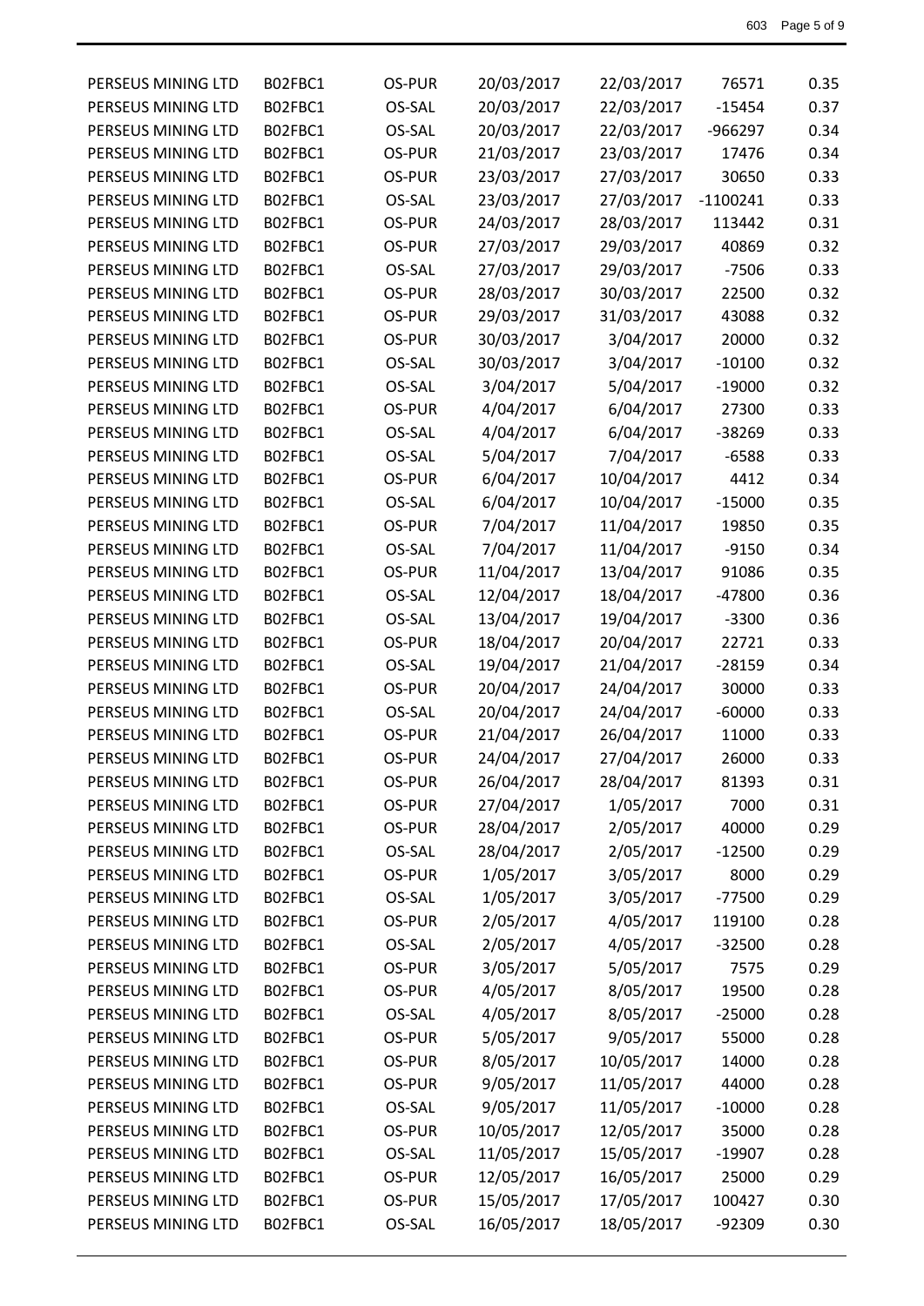| | | | | | | |
|---|---|---|---|---|---|---|
| PERSEUS MINING LTD | B02FBC1 | OS-PUR | 20/03/2017 | 22/03/2017 | 76571 | 0.35 |
| PERSEUS MINING LTD | B02FBC1 | OS-SAL | 20/03/2017 | 22/03/2017 | -15454 | 0.37 |
| PERSEUS MINING LTD | B02FBC1 | OS-SAL | 20/03/2017 | 22/03/2017 | -966297 | 0.34 |
| PERSEUS MINING LTD | B02FBC1 | OS-PUR | 21/03/2017 | 23/03/2017 | 17476 | 0.34 |
| PERSEUS MINING LTD | B02FBC1 | OS-PUR | 23/03/2017 | 27/03/2017 | 30650 | 0.33 |
| PERSEUS MINING LTD | B02FBC1 | OS-SAL | 23/03/2017 | 27/03/2017 | -1100241 | 0.33 |
| PERSEUS MINING LTD | B02FBC1 | OS-PUR | 24/03/2017 | 28/03/2017 | 113442 | 0.31 |
| PERSEUS MINING LTD | B02FBC1 | OS-PUR | 27/03/2017 | 29/03/2017 | 40869 | 0.32 |
| PERSEUS MINING LTD | B02FBC1 | OS-SAL | 27/03/2017 | 29/03/2017 | -7506 | 0.33 |
| PERSEUS MINING LTD | B02FBC1 | OS-PUR | 28/03/2017 | 30/03/2017 | 22500 | 0.32 |
| PERSEUS MINING LTD | B02FBC1 | OS-PUR | 29/03/2017 | 31/03/2017 | 43088 | 0.32 |
| PERSEUS MINING LTD | B02FBC1 | OS-PUR | 30/03/2017 | 3/04/2017 | 20000 | 0.32 |
| PERSEUS MINING LTD | B02FBC1 | OS-SAL | 30/03/2017 | 3/04/2017 | -10100 | 0.32 |
| PERSEUS MINING LTD | B02FBC1 | OS-SAL | 3/04/2017 | 5/04/2017 | -19000 | 0.32 |
| PERSEUS MINING LTD | B02FBC1 | OS-PUR | 4/04/2017 | 6/04/2017 | 27300 | 0.33 |
| PERSEUS MINING LTD | B02FBC1 | OS-SAL | 4/04/2017 | 6/04/2017 | -38269 | 0.33 |
| PERSEUS MINING LTD | B02FBC1 | OS-SAL | 5/04/2017 | 7/04/2017 | -6588 | 0.33 |
| PERSEUS MINING LTD | B02FBC1 | OS-PUR | 6/04/2017 | 10/04/2017 | 4412 | 0.34 |
| PERSEUS MINING LTD | B02FBC1 | OS-SAL | 6/04/2017 | 10/04/2017 | -15000 | 0.35 |
| PERSEUS MINING LTD | B02FBC1 | OS-PUR | 7/04/2017 | 11/04/2017 | 19850 | 0.35 |
| PERSEUS MINING LTD | B02FBC1 | OS-SAL | 7/04/2017 | 11/04/2017 | -9150 | 0.34 |
| PERSEUS MINING LTD | B02FBC1 | OS-PUR | 11/04/2017 | 13/04/2017 | 91086 | 0.35 |
| PERSEUS MINING LTD | B02FBC1 | OS-SAL | 12/04/2017 | 18/04/2017 | -47800 | 0.36 |
| PERSEUS MINING LTD | B02FBC1 | OS-SAL | 13/04/2017 | 19/04/2017 | -3300 | 0.36 |
| PERSEUS MINING LTD | B02FBC1 | OS-PUR | 18/04/2017 | 20/04/2017 | 22721 | 0.33 |
| PERSEUS MINING LTD | B02FBC1 | OS-SAL | 19/04/2017 | 21/04/2017 | -28159 | 0.34 |
| PERSEUS MINING LTD | B02FBC1 | OS-PUR | 20/04/2017 | 24/04/2017 | 30000 | 0.33 |
| PERSEUS MINING LTD | B02FBC1 | OS-SAL | 20/04/2017 | 24/04/2017 | -60000 | 0.33 |
| PERSEUS MINING LTD | B02FBC1 | OS-PUR | 21/04/2017 | 26/04/2017 | 11000 | 0.33 |
| PERSEUS MINING LTD | B02FBC1 | OS-PUR | 24/04/2017 | 27/04/2017 | 26000 | 0.33 |
| PERSEUS MINING LTD | B02FBC1 | OS-PUR | 26/04/2017 | 28/04/2017 | 81393 | 0.31 |
| PERSEUS MINING LTD | B02FBC1 | OS-PUR | 27/04/2017 | 1/05/2017 | 7000 | 0.31 |
| PERSEUS MINING LTD | B02FBC1 | OS-PUR | 28/04/2017 | 2/05/2017 | 40000 | 0.29 |
| PERSEUS MINING LTD | B02FBC1 | OS-SAL | 28/04/2017 | 2/05/2017 | -12500 | 0.29 |
| PERSEUS MINING LTD | B02FBC1 | OS-PUR | 1/05/2017 | 3/05/2017 | 8000 | 0.29 |
| PERSEUS MINING LTD | B02FBC1 | OS-SAL | 1/05/2017 | 3/05/2017 | -77500 | 0.29 |
| PERSEUS MINING LTD | B02FBC1 | OS-PUR | 2/05/2017 | 4/05/2017 | 119100 | 0.28 |
| PERSEUS MINING LTD | B02FBC1 | OS-SAL | 2/05/2017 | 4/05/2017 | -32500 | 0.28 |
| PERSEUS MINING LTD | B02FBC1 | OS-PUR | 3/05/2017 | 5/05/2017 | 7575 | 0.29 |
| PERSEUS MINING LTD | B02FBC1 | OS-PUR | 4/05/2017 | 8/05/2017 | 19500 | 0.28 |
| PERSEUS MINING LTD | B02FBC1 | OS-SAL | 4/05/2017 | 8/05/2017 | -25000 | 0.28 |
| PERSEUS MINING LTD | B02FBC1 | OS-PUR | 5/05/2017 | 9/05/2017 | 55000 | 0.28 |
| PERSEUS MINING LTD | B02FBC1 | OS-PUR | 8/05/2017 | 10/05/2017 | 14000 | 0.28 |
| PERSEUS MINING LTD | B02FBC1 | OS-PUR | 9/05/2017 | 11/05/2017 | 44000 | 0.28 |
| PERSEUS MINING LTD | B02FBC1 | OS-SAL | 9/05/2017 | 11/05/2017 | -10000 | 0.28 |
| PERSEUS MINING LTD | B02FBC1 | OS-PUR | 10/05/2017 | 12/05/2017 | 35000 | 0.28 |
| PERSEUS MINING LTD | B02FBC1 | OS-SAL | 11/05/2017 | 15/05/2017 | -19907 | 0.28 |
| PERSEUS MINING LTD | B02FBC1 | OS-PUR | 12/05/2017 | 16/05/2017 | 25000 | 0.29 |
| PERSEUS MINING LTD | B02FBC1 | OS-PUR | 15/05/2017 | 17/05/2017 | 100427 | 0.30 |
| PERSEUS MINING LTD | B02FBC1 | OS-SAL | 16/05/2017 | 18/05/2017 | -92309 | 0.30 |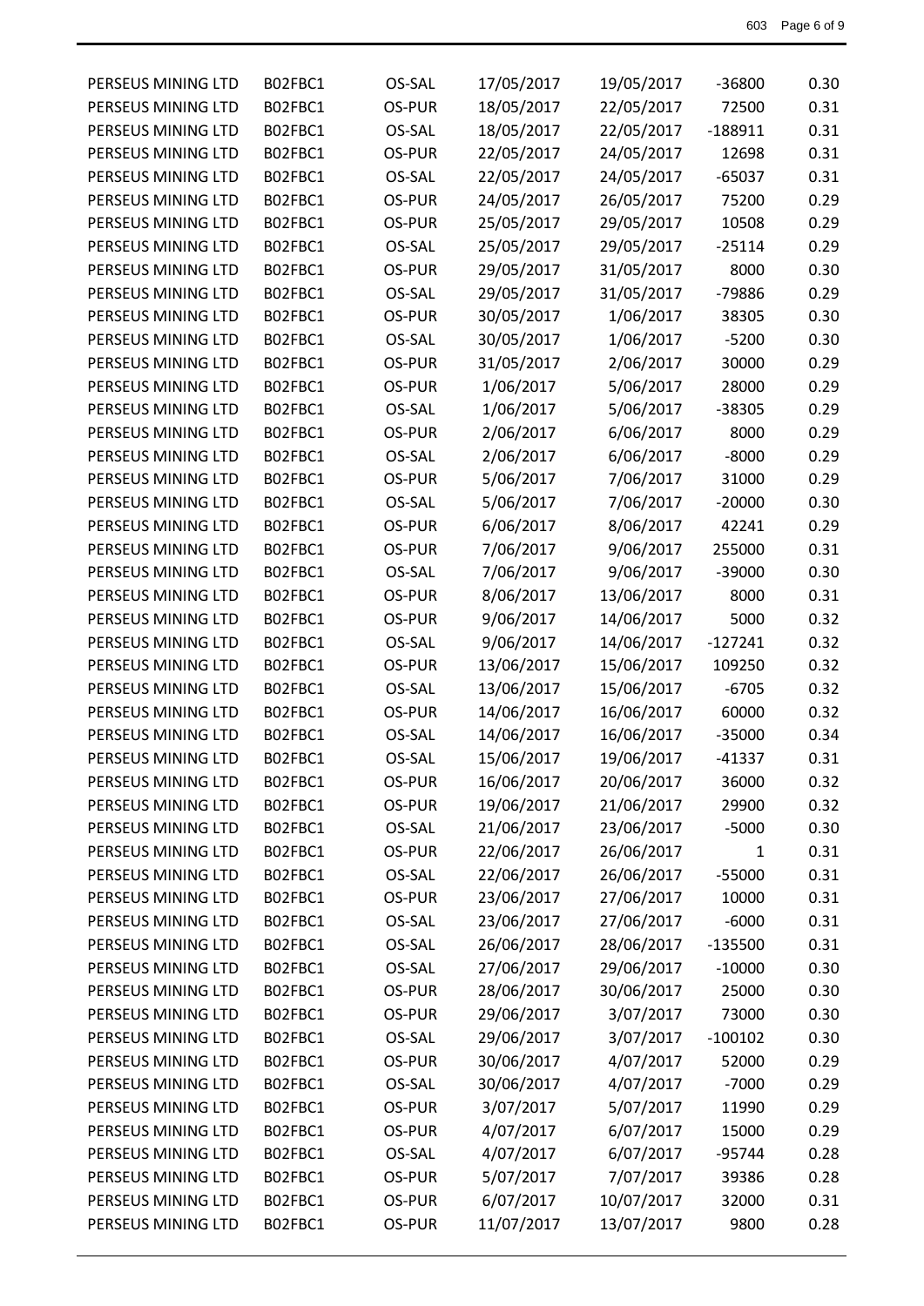| | | | | | | |
|---|---|---|---|---|---|---|
| PERSEUS MINING LTD | B02FBC1 | OS-SAL | 17/05/2017 | 19/05/2017 | -36800 | 0.30 |
| PERSEUS MINING LTD | B02FBC1 | OS-PUR | 18/05/2017 | 22/05/2017 | 72500 | 0.31 |
| PERSEUS MINING LTD | B02FBC1 | OS-SAL | 18/05/2017 | 22/05/2017 | -188911 | 0.31 |
| PERSEUS MINING LTD | B02FBC1 | OS-PUR | 22/05/2017 | 24/05/2017 | 12698 | 0.31 |
| PERSEUS MINING LTD | B02FBC1 | OS-SAL | 22/05/2017 | 24/05/2017 | -65037 | 0.31 |
| PERSEUS MINING LTD | B02FBC1 | OS-PUR | 24/05/2017 | 26/05/2017 | 75200 | 0.29 |
| PERSEUS MINING LTD | B02FBC1 | OS-PUR | 25/05/2017 | 29/05/2017 | 10508 | 0.29 |
| PERSEUS MINING LTD | B02FBC1 | OS-SAL | 25/05/2017 | 29/05/2017 | -25114 | 0.29 |
| PERSEUS MINING LTD | B02FBC1 | OS-PUR | 29/05/2017 | 31/05/2017 | 8000 | 0.30 |
| PERSEUS MINING LTD | B02FBC1 | OS-SAL | 29/05/2017 | 31/05/2017 | -79886 | 0.29 |
| PERSEUS MINING LTD | B02FBC1 | OS-PUR | 30/05/2017 | 1/06/2017 | 38305 | 0.30 |
| PERSEUS MINING LTD | B02FBC1 | OS-SAL | 30/05/2017 | 1/06/2017 | -5200 | 0.30 |
| PERSEUS MINING LTD | B02FBC1 | OS-PUR | 31/05/2017 | 2/06/2017 | 30000 | 0.29 |
| PERSEUS MINING LTD | B02FBC1 | OS-PUR | 1/06/2017 | 5/06/2017 | 28000 | 0.29 |
| PERSEUS MINING LTD | B02FBC1 | OS-SAL | 1/06/2017 | 5/06/2017 | -38305 | 0.29 |
| PERSEUS MINING LTD | B02FBC1 | OS-PUR | 2/06/2017 | 6/06/2017 | 8000 | 0.29 |
| PERSEUS MINING LTD | B02FBC1 | OS-SAL | 2/06/2017 | 6/06/2017 | -8000 | 0.29 |
| PERSEUS MINING LTD | B02FBC1 | OS-PUR | 5/06/2017 | 7/06/2017 | 31000 | 0.29 |
| PERSEUS MINING LTD | B02FBC1 | OS-SAL | 5/06/2017 | 7/06/2017 | -20000 | 0.30 |
| PERSEUS MINING LTD | B02FBC1 | OS-PUR | 6/06/2017 | 8/06/2017 | 42241 | 0.29 |
| PERSEUS MINING LTD | B02FBC1 | OS-PUR | 7/06/2017 | 9/06/2017 | 255000 | 0.31 |
| PERSEUS MINING LTD | B02FBC1 | OS-SAL | 7/06/2017 | 9/06/2017 | -39000 | 0.30 |
| PERSEUS MINING LTD | B02FBC1 | OS-PUR | 8/06/2017 | 13/06/2017 | 8000 | 0.31 |
| PERSEUS MINING LTD | B02FBC1 | OS-PUR | 9/06/2017 | 14/06/2017 | 5000 | 0.32 |
| PERSEUS MINING LTD | B02FBC1 | OS-SAL | 9/06/2017 | 14/06/2017 | -127241 | 0.32 |
| PERSEUS MINING LTD | B02FBC1 | OS-PUR | 13/06/2017 | 15/06/2017 | 109250 | 0.32 |
| PERSEUS MINING LTD | B02FBC1 | OS-SAL | 13/06/2017 | 15/06/2017 | -6705 | 0.32 |
| PERSEUS MINING LTD | B02FBC1 | OS-PUR | 14/06/2017 | 16/06/2017 | 60000 | 0.32 |
| PERSEUS MINING LTD | B02FBC1 | OS-SAL | 14/06/2017 | 16/06/2017 | -35000 | 0.34 |
| PERSEUS MINING LTD | B02FBC1 | OS-SAL | 15/06/2017 | 19/06/2017 | -41337 | 0.31 |
| PERSEUS MINING LTD | B02FBC1 | OS-PUR | 16/06/2017 | 20/06/2017 | 36000 | 0.32 |
| PERSEUS MINING LTD | B02FBC1 | OS-PUR | 19/06/2017 | 21/06/2017 | 29900 | 0.32 |
| PERSEUS MINING LTD | B02FBC1 | OS-SAL | 21/06/2017 | 23/06/2017 | -5000 | 0.30 |
| PERSEUS MINING LTD | B02FBC1 | OS-PUR | 22/06/2017 | 26/06/2017 | 1 | 0.31 |
| PERSEUS MINING LTD | B02FBC1 | OS-SAL | 22/06/2017 | 26/06/2017 | -55000 | 0.31 |
| PERSEUS MINING LTD | B02FBC1 | OS-PUR | 23/06/2017 | 27/06/2017 | 10000 | 0.31 |
| PERSEUS MINING LTD | B02FBC1 | OS-SAL | 23/06/2017 | 27/06/2017 | -6000 | 0.31 |
| PERSEUS MINING LTD | B02FBC1 | OS-SAL | 26/06/2017 | 28/06/2017 | -135500 | 0.31 |
| PERSEUS MINING LTD | B02FBC1 | OS-SAL | 27/06/2017 | 29/06/2017 | -10000 | 0.30 |
| PERSEUS MINING LTD | B02FBC1 | OS-PUR | 28/06/2017 | 30/06/2017 | 25000 | 0.30 |
| PERSEUS MINING LTD | B02FBC1 | OS-PUR | 29/06/2017 | 3/07/2017 | 73000 | 0.30 |
| PERSEUS MINING LTD | B02FBC1 | OS-SAL | 29/06/2017 | 3/07/2017 | -100102 | 0.30 |
| PERSEUS MINING LTD | B02FBC1 | OS-PUR | 30/06/2017 | 4/07/2017 | 52000 | 0.29 |
| PERSEUS MINING LTD | B02FBC1 | OS-SAL | 30/06/2017 | 4/07/2017 | -7000 | 0.29 |
| PERSEUS MINING LTD | B02FBC1 | OS-PUR | 3/07/2017 | 5/07/2017 | 11990 | 0.29 |
| PERSEUS MINING LTD | B02FBC1 | OS-PUR | 4/07/2017 | 6/07/2017 | 15000 | 0.29 |
| PERSEUS MINING LTD | B02FBC1 | OS-SAL | 4/07/2017 | 6/07/2017 | -95744 | 0.28 |
| PERSEUS MINING LTD | B02FBC1 | OS-PUR | 5/07/2017 | 7/07/2017 | 39386 | 0.28 |
| PERSEUS MINING LTD | B02FBC1 | OS-PUR | 6/07/2017 | 10/07/2017 | 32000 | 0.31 |
| PERSEUS MINING LTD | B02FBC1 | OS-PUR | 11/07/2017 | 13/07/2017 | 9800 | 0.28 |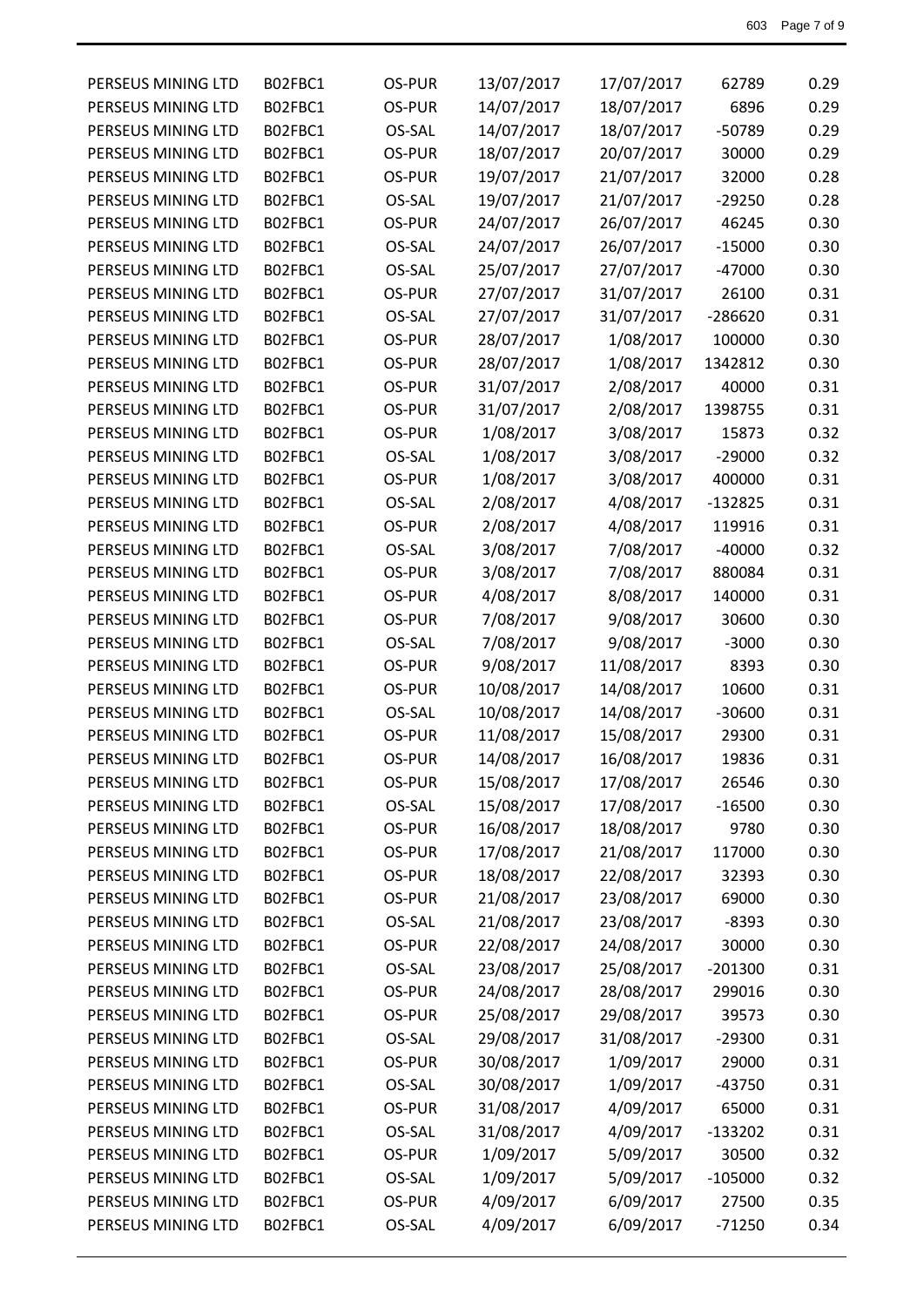| | | | | | | |
|---|---|---|---|---|---|---|
| PERSEUS MINING LTD | B02FBC1 | OS-PUR | 13/07/2017 | 17/07/2017 | 62789 | 0.29 |
| PERSEUS MINING LTD | B02FBC1 | OS-PUR | 14/07/2017 | 18/07/2017 | 6896 | 0.29 |
| PERSEUS MINING LTD | B02FBC1 | OS-SAL | 14/07/2017 | 18/07/2017 | -50789 | 0.29 |
| PERSEUS MINING LTD | B02FBC1 | OS-PUR | 18/07/2017 | 20/07/2017 | 30000 | 0.29 |
| PERSEUS MINING LTD | B02FBC1 | OS-PUR | 19/07/2017 | 21/07/2017 | 32000 | 0.28 |
| PERSEUS MINING LTD | B02FBC1 | OS-SAL | 19/07/2017 | 21/07/2017 | -29250 | 0.28 |
| PERSEUS MINING LTD | B02FBC1 | OS-PUR | 24/07/2017 | 26/07/2017 | 46245 | 0.30 |
| PERSEUS MINING LTD | B02FBC1 | OS-SAL | 24/07/2017 | 26/07/2017 | -15000 | 0.30 |
| PERSEUS MINING LTD | B02FBC1 | OS-SAL | 25/07/2017 | 27/07/2017 | -47000 | 0.30 |
| PERSEUS MINING LTD | B02FBC1 | OS-PUR | 27/07/2017 | 31/07/2017 | 26100 | 0.31 |
| PERSEUS MINING LTD | B02FBC1 | OS-SAL | 27/07/2017 | 31/07/2017 | -286620 | 0.31 |
| PERSEUS MINING LTD | B02FBC1 | OS-PUR | 28/07/2017 | 1/08/2017 | 100000 | 0.30 |
| PERSEUS MINING LTD | B02FBC1 | OS-PUR | 28/07/2017 | 1/08/2017 | 1342812 | 0.30 |
| PERSEUS MINING LTD | B02FBC1 | OS-PUR | 31/07/2017 | 2/08/2017 | 40000 | 0.31 |
| PERSEUS MINING LTD | B02FBC1 | OS-PUR | 31/07/2017 | 2/08/2017 | 1398755 | 0.31 |
| PERSEUS MINING LTD | B02FBC1 | OS-PUR | 1/08/2017 | 3/08/2017 | 15873 | 0.32 |
| PERSEUS MINING LTD | B02FBC1 | OS-SAL | 1/08/2017 | 3/08/2017 | -29000 | 0.32 |
| PERSEUS MINING LTD | B02FBC1 | OS-PUR | 1/08/2017 | 3/08/2017 | 400000 | 0.31 |
| PERSEUS MINING LTD | B02FBC1 | OS-SAL | 2/08/2017 | 4/08/2017 | -132825 | 0.31 |
| PERSEUS MINING LTD | B02FBC1 | OS-PUR | 2/08/2017 | 4/08/2017 | 119916 | 0.31 |
| PERSEUS MINING LTD | B02FBC1 | OS-SAL | 3/08/2017 | 7/08/2017 | -40000 | 0.32 |
| PERSEUS MINING LTD | B02FBC1 | OS-PUR | 3/08/2017 | 7/08/2017 | 880084 | 0.31 |
| PERSEUS MINING LTD | B02FBC1 | OS-PUR | 4/08/2017 | 8/08/2017 | 140000 | 0.31 |
| PERSEUS MINING LTD | B02FBC1 | OS-PUR | 7/08/2017 | 9/08/2017 | 30600 | 0.30 |
| PERSEUS MINING LTD | B02FBC1 | OS-SAL | 7/08/2017 | 9/08/2017 | -3000 | 0.30 |
| PERSEUS MINING LTD | B02FBC1 | OS-PUR | 9/08/2017 | 11/08/2017 | 8393 | 0.30 |
| PERSEUS MINING LTD | B02FBC1 | OS-PUR | 10/08/2017 | 14/08/2017 | 10600 | 0.31 |
| PERSEUS MINING LTD | B02FBC1 | OS-SAL | 10/08/2017 | 14/08/2017 | -30600 | 0.31 |
| PERSEUS MINING LTD | B02FBC1 | OS-PUR | 11/08/2017 | 15/08/2017 | 29300 | 0.31 |
| PERSEUS MINING LTD | B02FBC1 | OS-PUR | 14/08/2017 | 16/08/2017 | 19836 | 0.31 |
| PERSEUS MINING LTD | B02FBC1 | OS-PUR | 15/08/2017 | 17/08/2017 | 26546 | 0.30 |
| PERSEUS MINING LTD | B02FBC1 | OS-SAL | 15/08/2017 | 17/08/2017 | -16500 | 0.30 |
| PERSEUS MINING LTD | B02FBC1 | OS-PUR | 16/08/2017 | 18/08/2017 | 9780 | 0.30 |
| PERSEUS MINING LTD | B02FBC1 | OS-PUR | 17/08/2017 | 21/08/2017 | 117000 | 0.30 |
| PERSEUS MINING LTD | B02FBC1 | OS-PUR | 18/08/2017 | 22/08/2017 | 32393 | 0.30 |
| PERSEUS MINING LTD | B02FBC1 | OS-PUR | 21/08/2017 | 23/08/2017 | 69000 | 0.30 |
| PERSEUS MINING LTD | B02FBC1 | OS-SAL | 21/08/2017 | 23/08/2017 | -8393 | 0.30 |
| PERSEUS MINING LTD | B02FBC1 | OS-PUR | 22/08/2017 | 24/08/2017 | 30000 | 0.30 |
| PERSEUS MINING LTD | B02FBC1 | OS-SAL | 23/08/2017 | 25/08/2017 | -201300 | 0.31 |
| PERSEUS MINING LTD | B02FBC1 | OS-PUR | 24/08/2017 | 28/08/2017 | 299016 | 0.30 |
| PERSEUS MINING LTD | B02FBC1 | OS-PUR | 25/08/2017 | 29/08/2017 | 39573 | 0.30 |
| PERSEUS MINING LTD | B02FBC1 | OS-SAL | 29/08/2017 | 31/08/2017 | -29300 | 0.31 |
| PERSEUS MINING LTD | B02FBC1 | OS-PUR | 30/08/2017 | 1/09/2017 | 29000 | 0.31 |
| PERSEUS MINING LTD | B02FBC1 | OS-SAL | 30/08/2017 | 1/09/2017 | -43750 | 0.31 |
| PERSEUS MINING LTD | B02FBC1 | OS-PUR | 31/08/2017 | 4/09/2017 | 65000 | 0.31 |
| PERSEUS MINING LTD | B02FBC1 | OS-SAL | 31/08/2017 | 4/09/2017 | -133202 | 0.31 |
| PERSEUS MINING LTD | B02FBC1 | OS-PUR | 1/09/2017 | 5/09/2017 | 30500 | 0.32 |
| PERSEUS MINING LTD | B02FBC1 | OS-SAL | 1/09/2017 | 5/09/2017 | -105000 | 0.32 |
| PERSEUS MINING LTD | B02FBC1 | OS-PUR | 4/09/2017 | 6/09/2017 | 27500 | 0.35 |
| PERSEUS MINING LTD | B02FBC1 | OS-SAL | 4/09/2017 | 6/09/2017 | -71250 | 0.34 |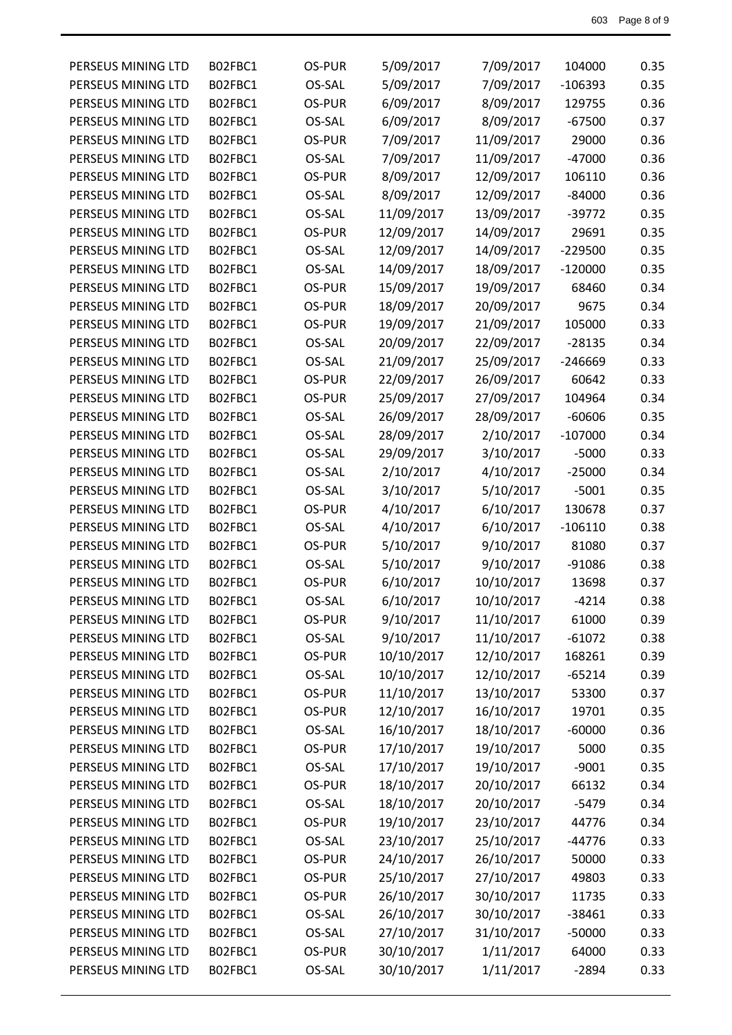| | | | | | | |
|---|---|---|---|---|---|---|
| PERSEUS MINING LTD | B02FBC1 | OS-PUR | 5/09/2017 | 7/09/2017 | 104000 | 0.35 |
| PERSEUS MINING LTD | B02FBC1 | OS-SAL | 5/09/2017 | 7/09/2017 | -106393 | 0.35 |
| PERSEUS MINING LTD | B02FBC1 | OS-PUR | 6/09/2017 | 8/09/2017 | 129755 | 0.36 |
| PERSEUS MINING LTD | B02FBC1 | OS-SAL | 6/09/2017 | 8/09/2017 | -67500 | 0.37 |
| PERSEUS MINING LTD | B02FBC1 | OS-PUR | 7/09/2017 | 11/09/2017 | 29000 | 0.36 |
| PERSEUS MINING LTD | B02FBC1 | OS-SAL | 7/09/2017 | 11/09/2017 | -47000 | 0.36 |
| PERSEUS MINING LTD | B02FBC1 | OS-PUR | 8/09/2017 | 12/09/2017 | 106110 | 0.36 |
| PERSEUS MINING LTD | B02FBC1 | OS-SAL | 8/09/2017 | 12/09/2017 | -84000 | 0.36 |
| PERSEUS MINING LTD | B02FBC1 | OS-SAL | 11/09/2017 | 13/09/2017 | -39772 | 0.35 |
| PERSEUS MINING LTD | B02FBC1 | OS-PUR | 12/09/2017 | 14/09/2017 | 29691 | 0.35 |
| PERSEUS MINING LTD | B02FBC1 | OS-SAL | 12/09/2017 | 14/09/2017 | -229500 | 0.35 |
| PERSEUS MINING LTD | B02FBC1 | OS-SAL | 14/09/2017 | 18/09/2017 | -120000 | 0.35 |
| PERSEUS MINING LTD | B02FBC1 | OS-PUR | 15/09/2017 | 19/09/2017 | 68460 | 0.34 |
| PERSEUS MINING LTD | B02FBC1 | OS-PUR | 18/09/2017 | 20/09/2017 | 9675 | 0.34 |
| PERSEUS MINING LTD | B02FBC1 | OS-PUR | 19/09/2017 | 21/09/2017 | 105000 | 0.33 |
| PERSEUS MINING LTD | B02FBC1 | OS-SAL | 20/09/2017 | 22/09/2017 | -28135 | 0.34 |
| PERSEUS MINING LTD | B02FBC1 | OS-SAL | 21/09/2017 | 25/09/2017 | -246669 | 0.33 |
| PERSEUS MINING LTD | B02FBC1 | OS-PUR | 22/09/2017 | 26/09/2017 | 60642 | 0.33 |
| PERSEUS MINING LTD | B02FBC1 | OS-PUR | 25/09/2017 | 27/09/2017 | 104964 | 0.34 |
| PERSEUS MINING LTD | B02FBC1 | OS-SAL | 26/09/2017 | 28/09/2017 | -60606 | 0.35 |
| PERSEUS MINING LTD | B02FBC1 | OS-SAL | 28/09/2017 | 2/10/2017 | -107000 | 0.34 |
| PERSEUS MINING LTD | B02FBC1 | OS-SAL | 29/09/2017 | 3/10/2017 | -5000 | 0.33 |
| PERSEUS MINING LTD | B02FBC1 | OS-SAL | 2/10/2017 | 4/10/2017 | -25000 | 0.34 |
| PERSEUS MINING LTD | B02FBC1 | OS-SAL | 3/10/2017 | 5/10/2017 | -5001 | 0.35 |
| PERSEUS MINING LTD | B02FBC1 | OS-PUR | 4/10/2017 | 6/10/2017 | 130678 | 0.37 |
| PERSEUS MINING LTD | B02FBC1 | OS-SAL | 4/10/2017 | 6/10/2017 | -106110 | 0.38 |
| PERSEUS MINING LTD | B02FBC1 | OS-PUR | 5/10/2017 | 9/10/2017 | 81080 | 0.37 |
| PERSEUS MINING LTD | B02FBC1 | OS-SAL | 5/10/2017 | 9/10/2017 | -91086 | 0.38 |
| PERSEUS MINING LTD | B02FBC1 | OS-PUR | 6/10/2017 | 10/10/2017 | 13698 | 0.37 |
| PERSEUS MINING LTD | B02FBC1 | OS-SAL | 6/10/2017 | 10/10/2017 | -4214 | 0.38 |
| PERSEUS MINING LTD | B02FBC1 | OS-PUR | 9/10/2017 | 11/10/2017 | 61000 | 0.39 |
| PERSEUS MINING LTD | B02FBC1 | OS-SAL | 9/10/2017 | 11/10/2017 | -61072 | 0.38 |
| PERSEUS MINING LTD | B02FBC1 | OS-PUR | 10/10/2017 | 12/10/2017 | 168261 | 0.39 |
| PERSEUS MINING LTD | B02FBC1 | OS-SAL | 10/10/2017 | 12/10/2017 | -65214 | 0.39 |
| PERSEUS MINING LTD | B02FBC1 | OS-PUR | 11/10/2017 | 13/10/2017 | 53300 | 0.37 |
| PERSEUS MINING LTD | B02FBC1 | OS-PUR | 12/10/2017 | 16/10/2017 | 19701 | 0.35 |
| PERSEUS MINING LTD | B02FBC1 | OS-SAL | 16/10/2017 | 18/10/2017 | -60000 | 0.36 |
| PERSEUS MINING LTD | B02FBC1 | OS-PUR | 17/10/2017 | 19/10/2017 | 5000 | 0.35 |
| PERSEUS MINING LTD | B02FBC1 | OS-SAL | 17/10/2017 | 19/10/2017 | -9001 | 0.35 |
| PERSEUS MINING LTD | B02FBC1 | OS-PUR | 18/10/2017 | 20/10/2017 | 66132 | 0.34 |
| PERSEUS MINING LTD | B02FBC1 | OS-SAL | 18/10/2017 | 20/10/2017 | -5479 | 0.34 |
| PERSEUS MINING LTD | B02FBC1 | OS-PUR | 19/10/2017 | 23/10/2017 | 44776 | 0.34 |
| PERSEUS MINING LTD | B02FBC1 | OS-SAL | 23/10/2017 | 25/10/2017 | -44776 | 0.33 |
| PERSEUS MINING LTD | B02FBC1 | OS-PUR | 24/10/2017 | 26/10/2017 | 50000 | 0.33 |
| PERSEUS MINING LTD | B02FBC1 | OS-PUR | 25/10/2017 | 27/10/2017 | 49803 | 0.33 |
| PERSEUS MINING LTD | B02FBC1 | OS-PUR | 26/10/2017 | 30/10/2017 | 11735 | 0.33 |
| PERSEUS MINING LTD | B02FBC1 | OS-SAL | 26/10/2017 | 30/10/2017 | -38461 | 0.33 |
| PERSEUS MINING LTD | B02FBC1 | OS-SAL | 27/10/2017 | 31/10/2017 | -50000 | 0.33 |
| PERSEUS MINING LTD | B02FBC1 | OS-PUR | 30/10/2017 | 1/11/2017 | 64000 | 0.33 |
| PERSEUS MINING LTD | B02FBC1 | OS-SAL | 30/10/2017 | 1/11/2017 | -2894 | 0.33 |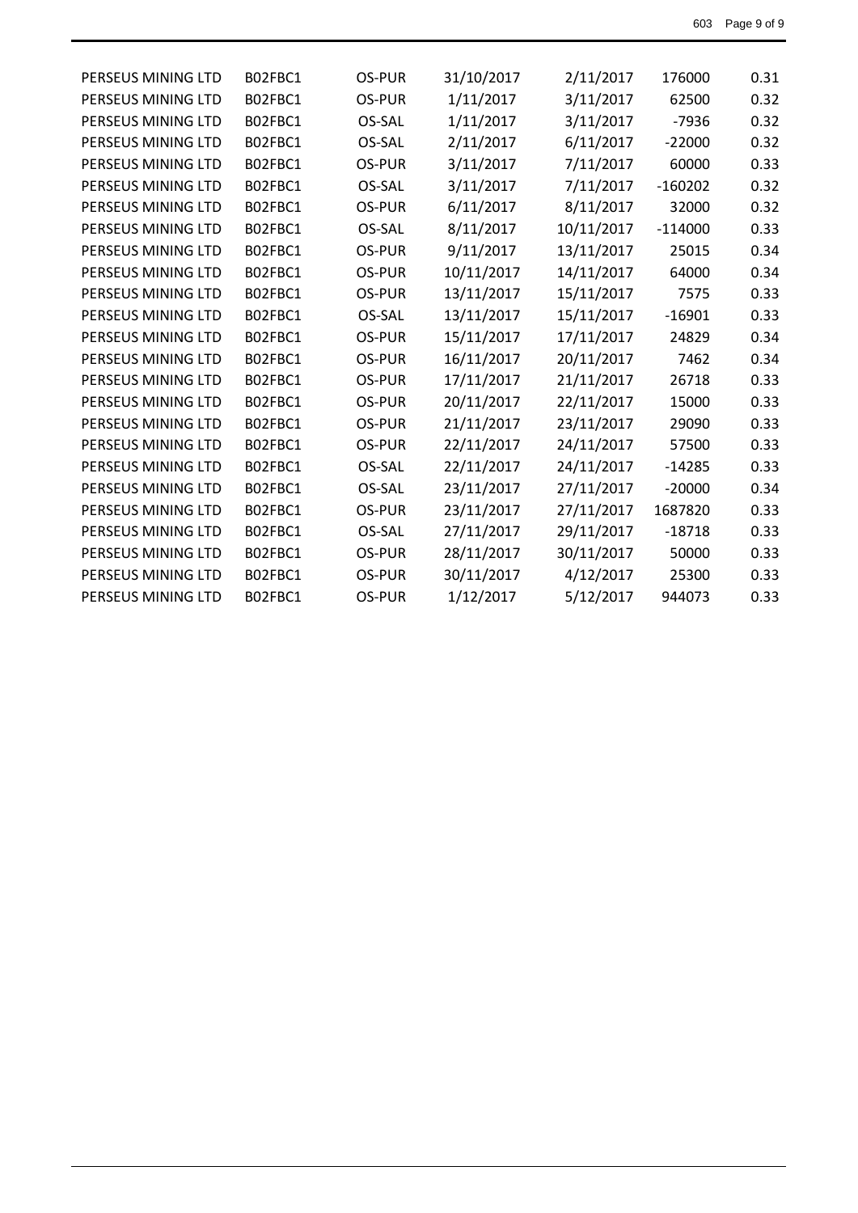| | | | | | | |
|---|---|---|---|---|---|---|
| PERSEUS MINING LTD | B02FBC1 | OS-PUR | 31/10/2017 | 2/11/2017 | 176000 | 0.31 |
| PERSEUS MINING LTD | B02FBC1 | OS-PUR | 1/11/2017 | 3/11/2017 | 62500 | 0.32 |
| PERSEUS MINING LTD | B02FBC1 | OS-SAL | 1/11/2017 | 3/11/2017 | -7936 | 0.32 |
| PERSEUS MINING LTD | B02FBC1 | OS-SAL | 2/11/2017 | 6/11/2017 | -22000 | 0.32 |
| PERSEUS MINING LTD | B02FBC1 | OS-PUR | 3/11/2017 | 7/11/2017 | 60000 | 0.33 |
| PERSEUS MINING LTD | B02FBC1 | OS-SAL | 3/11/2017 | 7/11/2017 | -160202 | 0.32 |
| PERSEUS MINING LTD | B02FBC1 | OS-PUR | 6/11/2017 | 8/11/2017 | 32000 | 0.32 |
| PERSEUS MINING LTD | B02FBC1 | OS-SAL | 8/11/2017 | 10/11/2017 | -114000 | 0.33 |
| PERSEUS MINING LTD | B02FBC1 | OS-PUR | 9/11/2017 | 13/11/2017 | 25015 | 0.34 |
| PERSEUS MINING LTD | B02FBC1 | OS-PUR | 10/11/2017 | 14/11/2017 | 64000 | 0.34 |
| PERSEUS MINING LTD | B02FBC1 | OS-PUR | 13/11/2017 | 15/11/2017 | 7575 | 0.33 |
| PERSEUS MINING LTD | B02FBC1 | OS-SAL | 13/11/2017 | 15/11/2017 | -16901 | 0.33 |
| PERSEUS MINING LTD | B02FBC1 | OS-PUR | 15/11/2017 | 17/11/2017 | 24829 | 0.34 |
| PERSEUS MINING LTD | B02FBC1 | OS-PUR | 16/11/2017 | 20/11/2017 | 7462 | 0.34 |
| PERSEUS MINING LTD | B02FBC1 | OS-PUR | 17/11/2017 | 21/11/2017 | 26718 | 0.33 |
| PERSEUS MINING LTD | B02FBC1 | OS-PUR | 20/11/2017 | 22/11/2017 | 15000 | 0.33 |
| PERSEUS MINING LTD | B02FBC1 | OS-PUR | 21/11/2017 | 23/11/2017 | 29090 | 0.33 |
| PERSEUS MINING LTD | B02FBC1 | OS-PUR | 22/11/2017 | 24/11/2017 | 57500 | 0.33 |
| PERSEUS MINING LTD | B02FBC1 | OS-SAL | 22/11/2017 | 24/11/2017 | -14285 | 0.33 |
| PERSEUS MINING LTD | B02FBC1 | OS-SAL | 23/11/2017 | 27/11/2017 | -20000 | 0.34 |
| PERSEUS MINING LTD | B02FBC1 | OS-PUR | 23/11/2017 | 27/11/2017 | 1687820 | 0.33 |
| PERSEUS MINING LTD | B02FBC1 | OS-SAL | 27/11/2017 | 29/11/2017 | -18718 | 0.33 |
| PERSEUS MINING LTD | B02FBC1 | OS-PUR | 28/11/2017 | 30/11/2017 | 50000 | 0.33 |
| PERSEUS MINING LTD | B02FBC1 | OS-PUR | 30/11/2017 | 4/12/2017 | 25300 | 0.33 |
| PERSEUS MINING LTD | B02FBC1 | OS-PUR | 1/12/2017 | 5/12/2017 | 944073 | 0.33 |